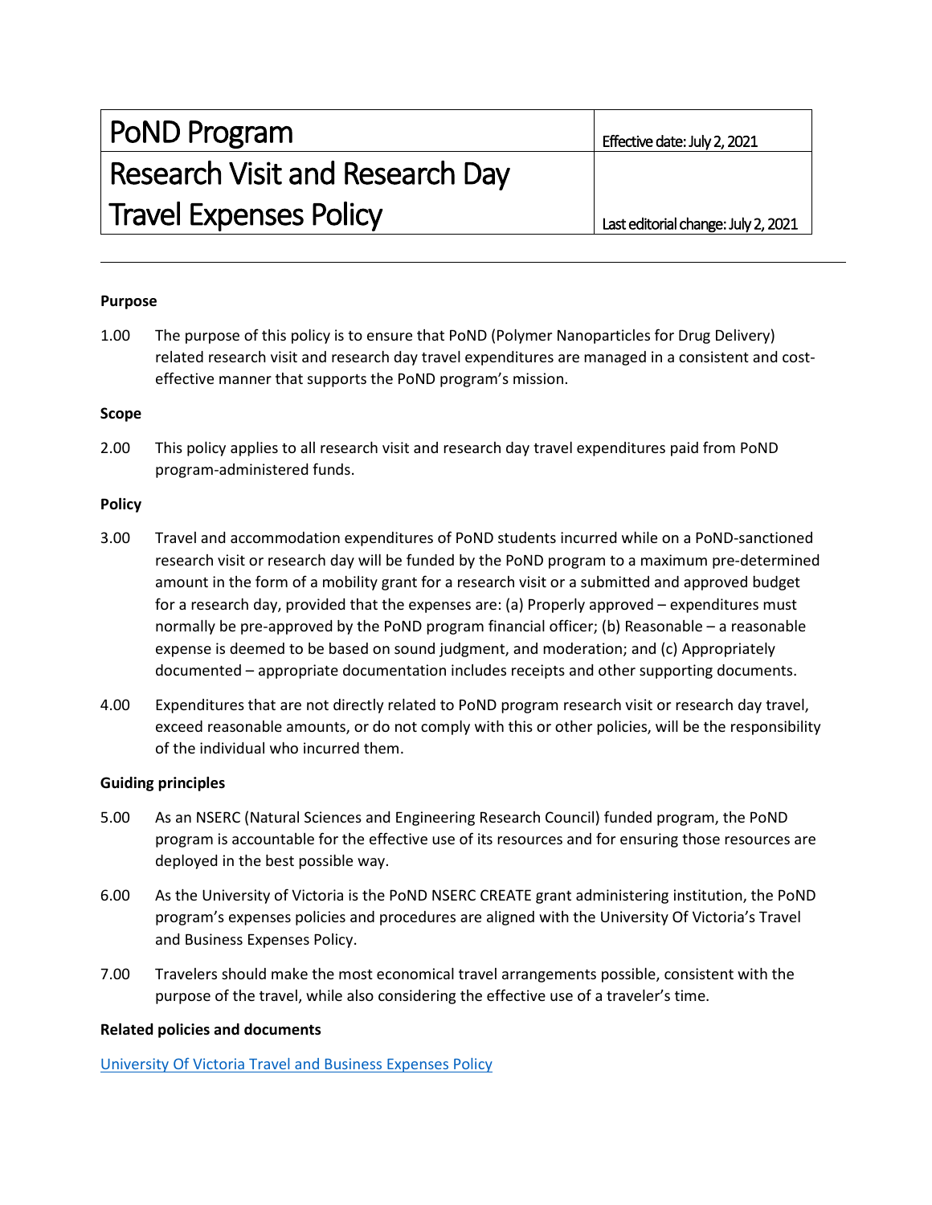| PoND Program | Effective date: July 2, 2021 |
| --- | --- |
| Research Visit and Research Day Travel Expenses Policy | Last editorial change: July 2, 2021 |

---

**Purpose**

1.00 The purpose of this policy is to ensure that PoND (Polymer Nanoparticles for Drug Delivery) related research visit and research day travel expenditures are managed in a consistent and cost-effective manner that supports the PoND program's mission.

**Scope**

2.00 This policy applies to all research visit and research day travel expenditures paid from PoND program-administered funds.

**Policy**

3.00 Travel and accommodation expenditures of PoND students incurred while on a PoND-sanctioned research visit or research day will be funded by the PoND program to a maximum pre-determined amount in the form of a mobility grant for a research visit or a submitted and approved budget for a research day, provided that the expenses are: (a) Properly approved – expenditures must normally be pre-approved by the PoND program financial officer; (b) Reasonable – a reasonable expense is deemed to be based on sound judgment, and moderation; and (c) Appropriately documented – appropriate documentation includes receipts and other supporting documents.

4.00 Expenditures that are not directly related to PoND program research visit or research day travel, exceed reasonable amounts, or do not comply with this or other policies, will be the responsibility of the individual who incurred them.

**Guiding principles**

5.00 As an NSERC (Natural Sciences and Engineering Research Council) funded program, the PoND program is accountable for the effective use of its resources and for ensuring those resources are deployed in the best possible way.

6.00 As the University of Victoria is the PoND NSERC CREATE grant administering institution, the PoND program's expenses policies and procedures are aligned with the University Of Victoria's Travel and Business Expenses Policy.

7.00 Travelers should make the most economical travel arrangements possible, consistent with the purpose of the travel, while also considering the effective use of a traveler's time.

**Related policies and documents**

University Of Victoria Travel and Business Expenses Policy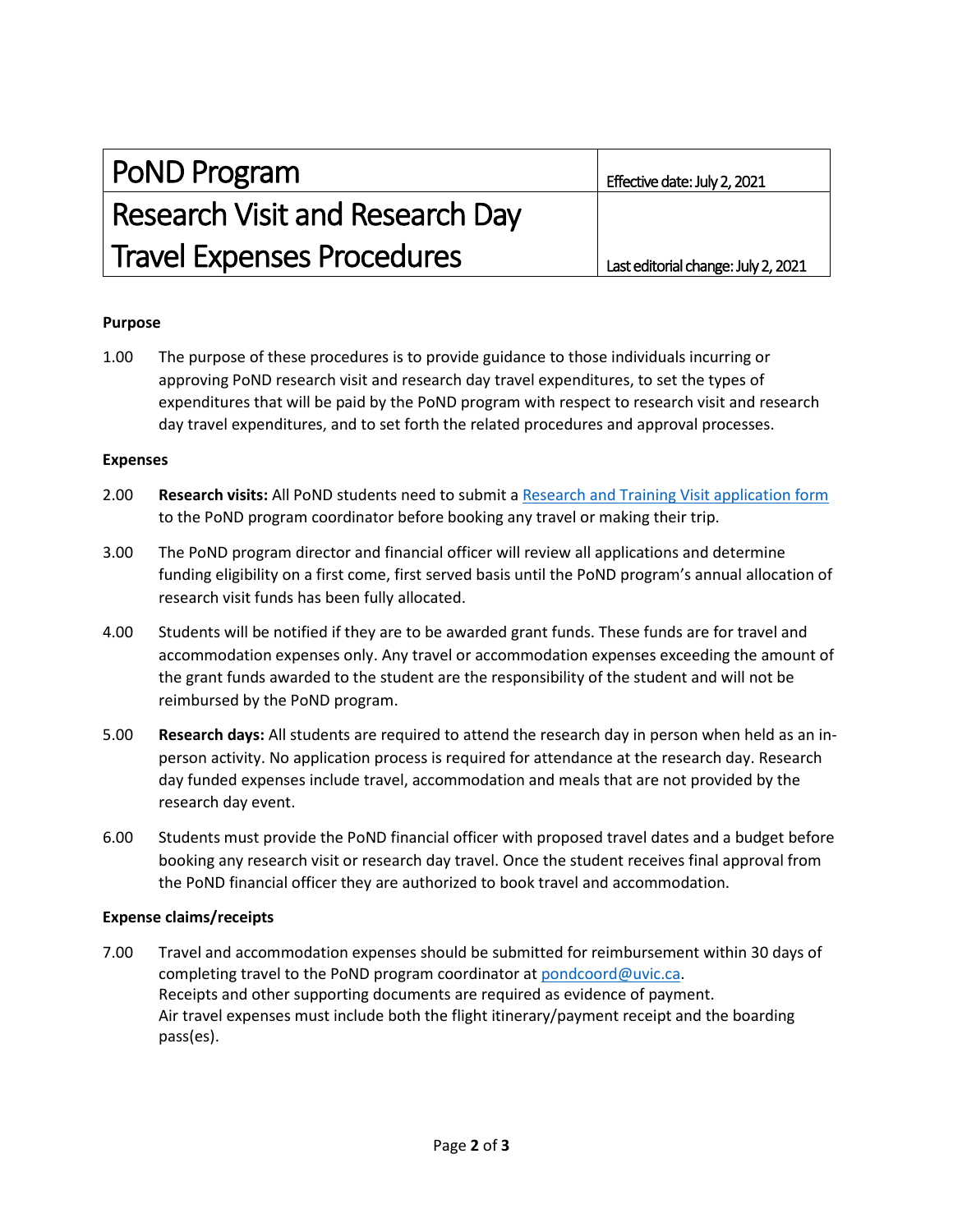| PoND Program | Effective date: July 2, 2021 |
| --- | --- |
| Research Visit and Research Day Travel Expenses Procedures | Last editorial change: July 2, 2021 |

**Purpose**

1.00 The purpose of these procedures is to provide guidance to those individuals incurring or approving PoND research visit and research day travel expenditures, to set the types of expenditures that will be paid by the PoND program with respect to research visit and research day travel expenditures, and to set forth the related procedures and approval processes.

**Expenses**

2.00 **Research visits:** All PoND students need to submit a Research and Training Visit application form to the PoND program coordinator before booking any travel or making their trip.

3.00 The PoND program director and financial officer will review all applications and determine funding eligibility on a first come, first served basis until the PoND program's annual allocation of research visit funds has been fully allocated.

4.00 Students will be notified if they are to be awarded grant funds. These funds are for travel and accommodation expenses only. Any travel or accommodation expenses exceeding the amount of the grant funds awarded to the student are the responsibility of the student and will not be reimbursed by the PoND program.

5.00 **Research days:** All students are required to attend the research day in person when held as an in-person activity. No application process is required for attendance at the research day. Research day funded expenses include travel, accommodation and meals that are not provided by the research day event.

6.00 Students must provide the PoND financial officer with proposed travel dates and a budget before booking any research visit or research day travel. Once the student receives final approval from the PoND financial officer they are authorized to book travel and accommodation.

**Expense claims/receipts**

7.00 Travel and accommodation expenses should be submitted for reimbursement within 30 days of completing travel to the PoND program coordinator at pondcoord@uvic.ca.
Receipts and other supporting documents are required as evidence of payment.
Air travel expenses must include both the flight itinerary/payment receipt and the boarding pass(es).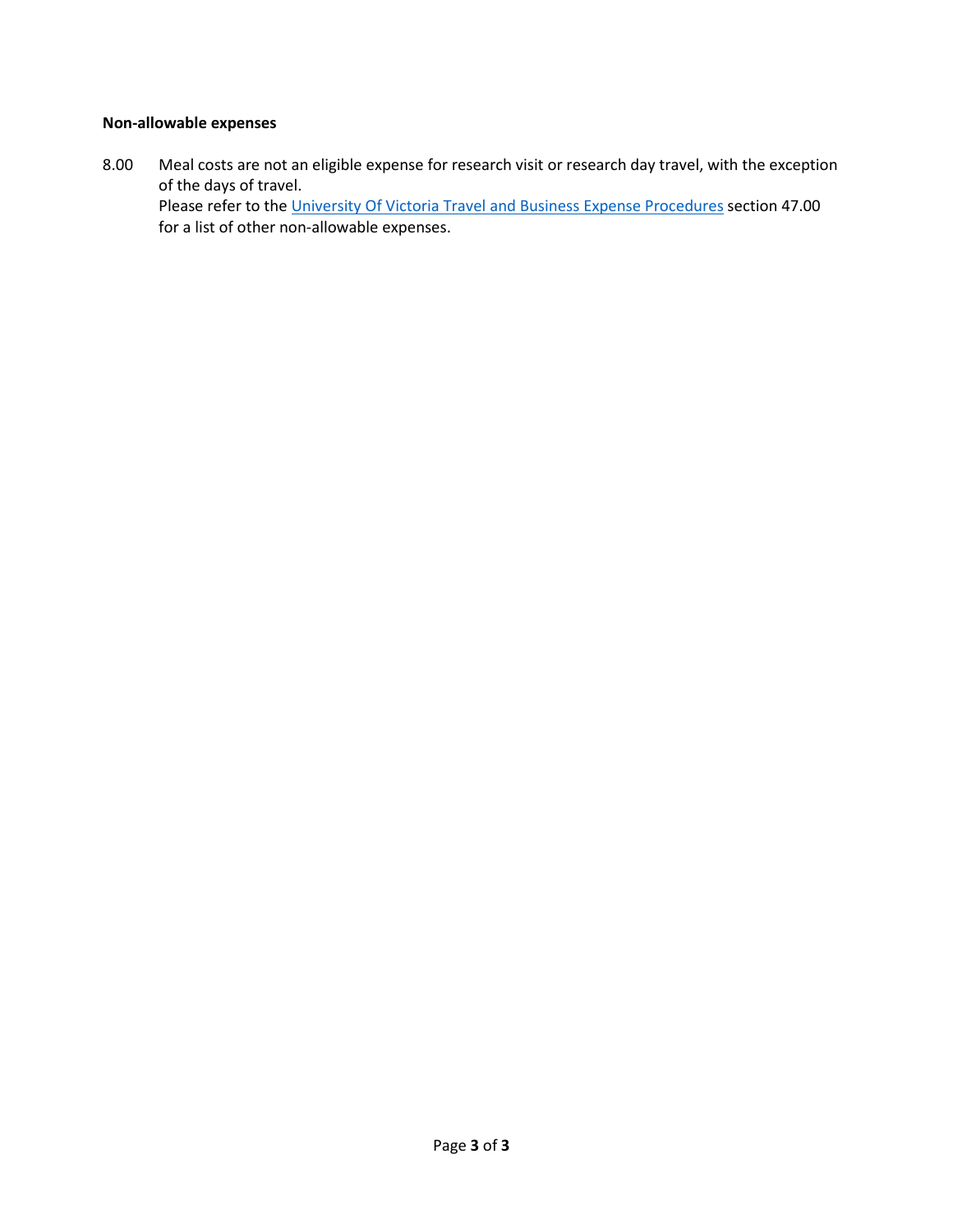**Non-allowable expenses**

8.00 Meal costs are not an eligible expense for research visit or research day travel, with the exception of the days of travel.
Please refer to the University Of Victoria Travel and Business Expense Procedures section 47.00 for a list of other non-allowable expenses.